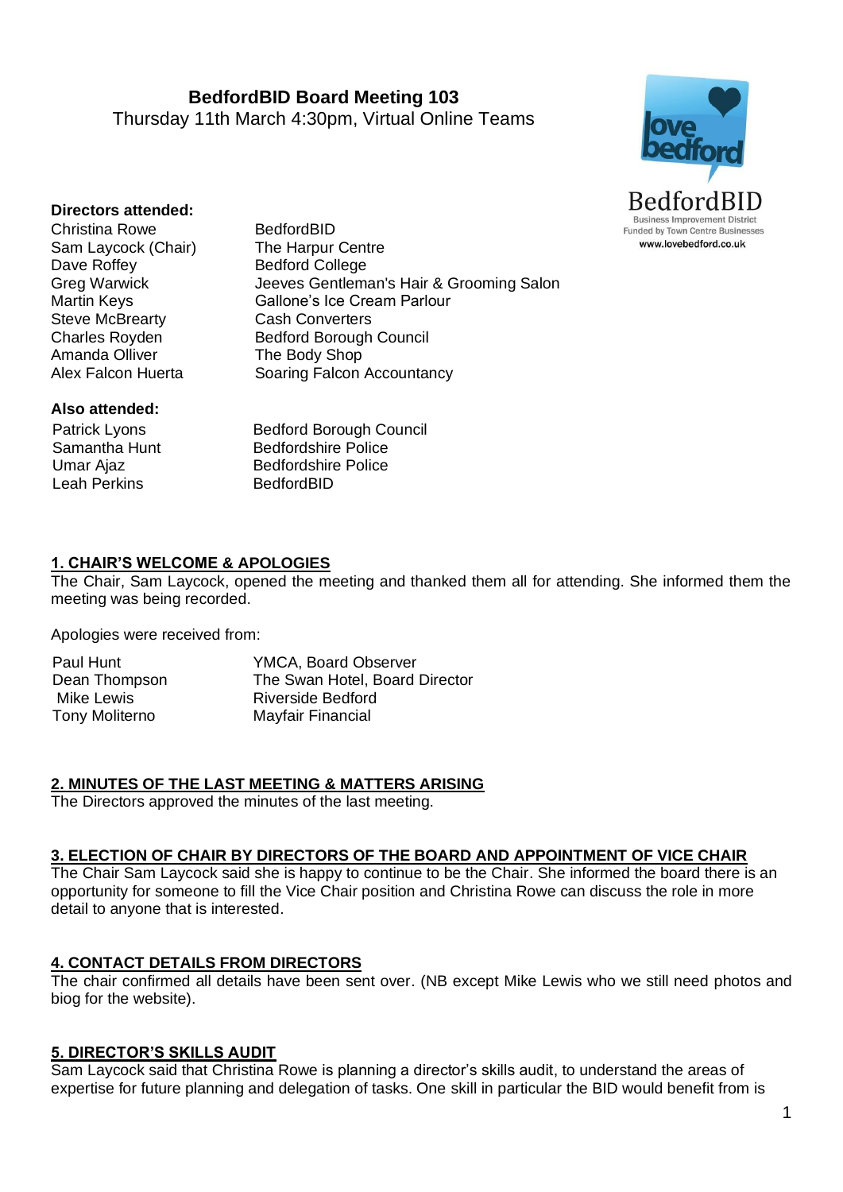# BedfordBID Board Meeting 103

Thursday 11th March 4:30pm, Virtual Online Teams

BedfordBID
Business Improvement District
Funded by Town Centre Businesses
www.lovebedford.co.uk

**Directors attended:**

| | |
|---|---|
| Christina Rowe | BedfordBID |
| Sam Laycock (Chair) | The Harpur Centre |
| Dave Roffey | Bedford College |
| Greg Warwick | Jeeves Gentleman's Hair & Grooming Salon |
| Martin Keys | Gallone's Ice Cream Parlour |
| Steve McBrearty | Cash Converters |
| Charles Royden | Bedford Borough Council |
| Amanda Olliver | The Body Shop |
| Alex Falcon Huerta | Soaring Falcon Accountancy |

**Also attended:**

| | |
|---|---|
| Patrick Lyons | Bedford Borough Council |
| Samantha Hunt | Bedfordshire Police |
| Umar Ajaz | Bedfordshire Police |
| Leah Perkins | BedfordBID |

## 1. CHAIR'S WELCOME & APOLOGIES

The Chair, Sam Laycock, opened the meeting and thanked them all for attending. She informed them the meeting was being recorded.

Apologies were received from:

| | |
|---|---|
| Paul Hunt | YMCA, Board Observer |
| Dean Thompson | The Swan Hotel, Board Director |
| Mike Lewis | Riverside Bedford |
| Tony Moliterno | Mayfair Financial |

## 2. MINUTES OF THE LAST MEETING & MATTERS ARISING

The Directors approved the minutes of the last meeting.

## 3. ELECTION OF CHAIR BY DIRECTORS OF THE BOARD AND APPOINTMENT OF VICE CHAIR

The Chair Sam Laycock said she is happy to continue to be the Chair. She informed the board there is an opportunity for someone to fill the Vice Chair position and Christina Rowe can discuss the role in more detail to anyone that is interested.

## 4. CONTACT DETAILS FROM DIRECTORS

The chair confirmed all details have been sent over. (NB except Mike Lewis who we still need photos and biog for the website).

## 5. DIRECTOR'S SKILLS AUDIT

Sam Laycock said that Christina Rowe is planning a director's skills audit, to understand the areas of expertise for future planning and delegation of tasks. One skill in particular the BID would benefit from is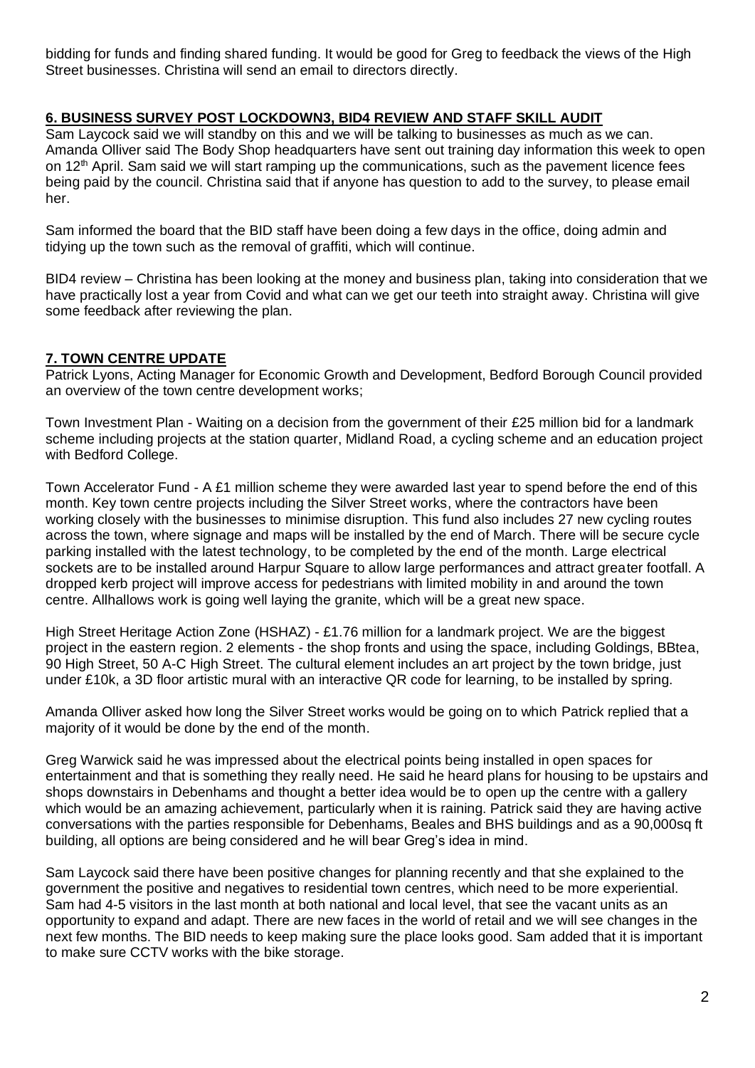bidding for funds and finding shared funding. It would be good for Greg to feedback the views of the High Street businesses. Christina will send an email to directors directly.

## 6. BUSINESS SURVEY POST LOCKDOWN3, BID4 REVIEW AND STAFF SKILL AUDIT

Sam Laycock said we will standby on this and we will be talking to businesses as much as we can. Amanda Olliver said The Body Shop headquarters have sent out training day information this week to open on 12th April. Sam said we will start ramping up the communications, such as the pavement licence fees being paid by the council. Christina said that if anyone has question to add to the survey, to please email her.

Sam informed the board that the BID staff have been doing a few days in the office, doing admin and tidying up the town such as the removal of graffiti, which will continue.

BID4 review – Christina has been looking at the money and business plan, taking into consideration that we have practically lost a year from Covid and what can we get our teeth into straight away. Christina will give some feedback after reviewing the plan.

## 7. TOWN CENTRE UPDATE

Patrick Lyons, Acting Manager for Economic Growth and Development, Bedford Borough Council provided an overview of the town centre development works;

Town Investment Plan - Waiting on a decision from the government of their £25 million bid for a landmark scheme including projects at the station quarter, Midland Road, a cycling scheme and an education project with Bedford College.

Town Accelerator Fund - A £1 million scheme they were awarded last year to spend before the end of this month. Key town centre projects including the Silver Street works, where the contractors have been working closely with the businesses to minimise disruption. This fund also includes 27 new cycling routes across the town, where signage and maps will be installed by the end of March. There will be secure cycle parking installed with the latest technology, to be completed by the end of the month. Large electrical sockets are to be installed around Harpur Square to allow large performances and attract greater footfall. A dropped kerb project will improve access for pedestrians with limited mobility in and around the town centre. Allhallows work is going well laying the granite, which will be a great new space.

High Street Heritage Action Zone (HSHAZ) - £1.76 million for a landmark project. We are the biggest project in the eastern region. 2 elements - the shop fronts and using the space, including Goldings, BBtea, 90 High Street, 50 A-C High Street. The cultural element includes an art project by the town bridge, just under £10k, a 3D floor artistic mural with an interactive QR code for learning, to be installed by spring.

Amanda Olliver asked how long the Silver Street works would be going on to which Patrick replied that a majority of it would be done by the end of the month.

Greg Warwick said he was impressed about the electrical points being installed in open spaces for entertainment and that is something they really need. He said he heard plans for housing to be upstairs and shops downstairs in Debenhams and thought a better idea would be to open up the centre with a gallery which would be an amazing achievement, particularly when it is raining. Patrick said they are having active conversations with the parties responsible for Debenhams, Beales and BHS buildings and as a 90,000sq ft building, all options are being considered and he will bear Greg's idea in mind.

Sam Laycock said there have been positive changes for planning recently and that she explained to the government the positive and negatives to residential town centres, which need to be more experiential. Sam had 4-5 visitors in the last month at both national and local level, that see the vacant units as an opportunity to expand and adapt. There are new faces in the world of retail and we will see changes in the next few months. The BID needs to keep making sure the place looks good. Sam added that it is important to make sure CCTV works with the bike storage.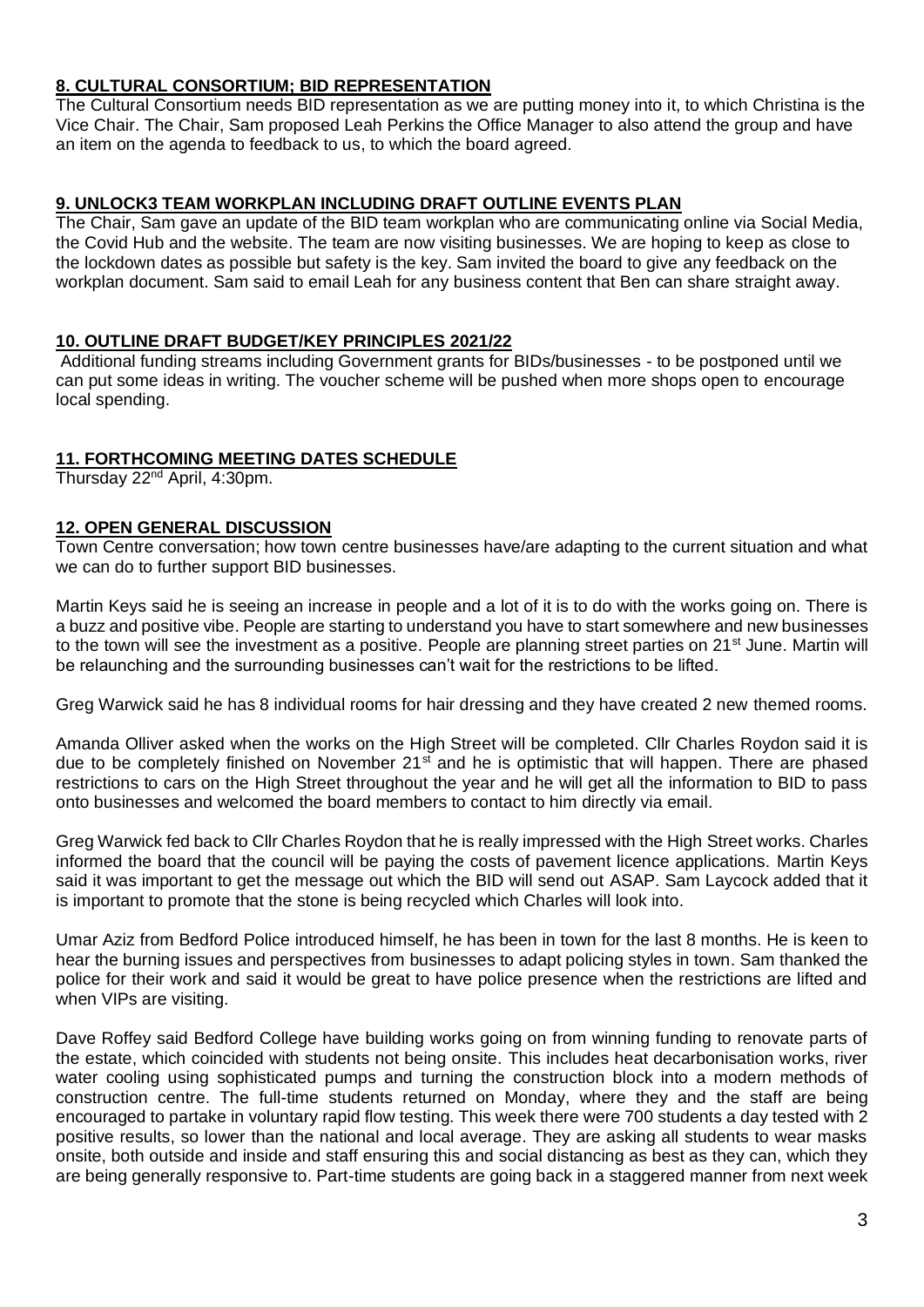## 8. CULTURAL CONSORTIUM; BID REPRESENTATION

The Cultural Consortium needs BID representation as we are putting money into it, to which Christina is the Vice Chair. The Chair, Sam proposed Leah Perkins the Office Manager to also attend the group and have an item on the agenda to feedback to us, to which the board agreed.

## 9. UNLOCK3 TEAM WORKPLAN INCLUDING DRAFT OUTLINE EVENTS PLAN

The Chair, Sam gave an update of the BID team workplan who are communicating online via Social Media, the Covid Hub and the website. The team are now visiting businesses. We are hoping to keep as close to the lockdown dates as possible but safety is the key. Sam invited the board to give any feedback on the workplan document. Sam said to email Leah for any business content that Ben can share straight away.

## 10. OUTLINE DRAFT BUDGET/KEY PRINCIPLES 2021/22

Additional funding streams including Government grants for BIDs/businesses - to be postponed until we can put some ideas in writing. The voucher scheme will be pushed when more shops open to encourage local spending.

## 11. FORTHCOMING MEETING DATES SCHEDULE

Thursday 22nd April, 4:30pm.

## 12. OPEN GENERAL DISCUSSION

Town Centre conversation; how town centre businesses have/are adapting to the current situation and what we can do to further support BID businesses.

Martin Keys said he is seeing an increase in people and a lot of it is to do with the works going on. There is a buzz and positive vibe. People are starting to understand you have to start somewhere and new businesses to the town will see the investment as a positive. People are planning street parties on 21st June. Martin will be relaunching and the surrounding businesses can't wait for the restrictions to be lifted.

Greg Warwick said he has 8 individual rooms for hair dressing and they have created 2 new themed rooms.

Amanda Olliver asked when the works on the High Street will be completed. Cllr Charles Roydon said it is due to be completely finished on November 21st and he is optimistic that will happen. There are phased restrictions to cars on the High Street throughout the year and he will get all the information to BID to pass onto businesses and welcomed the board members to contact to him directly via email.

Greg Warwick fed back to Cllr Charles Roydon that he is really impressed with the High Street works. Charles informed the board that the council will be paying the costs of pavement licence applications. Martin Keys said it was important to get the message out which the BID will send out ASAP. Sam Laycock added that it is important to promote that the stone is being recycled which Charles will look into.

Umar Aziz from Bedford Police introduced himself, he has been in town for the last 8 months. He is keen to hear the burning issues and perspectives from businesses to adapt policing styles in town. Sam thanked the police for their work and said it would be great to have police presence when the restrictions are lifted and when VIPs are visiting.

Dave Roffey said Bedford College have building works going on from winning funding to renovate parts of the estate, which coincided with students not being onsite. This includes heat decarbonisation works, river water cooling using sophisticated pumps and turning the construction block into a modern methods of construction centre. The full-time students returned on Monday, where they and the staff are being encouraged to partake in voluntary rapid flow testing. This week there were 700 students a day tested with 2 positive results, so lower than the national and local average. They are asking all students to wear masks onsite, both outside and inside and staff ensuring this and social distancing as best as they can, which they are being generally responsive to. Part-time students are going back in a staggered manner from next week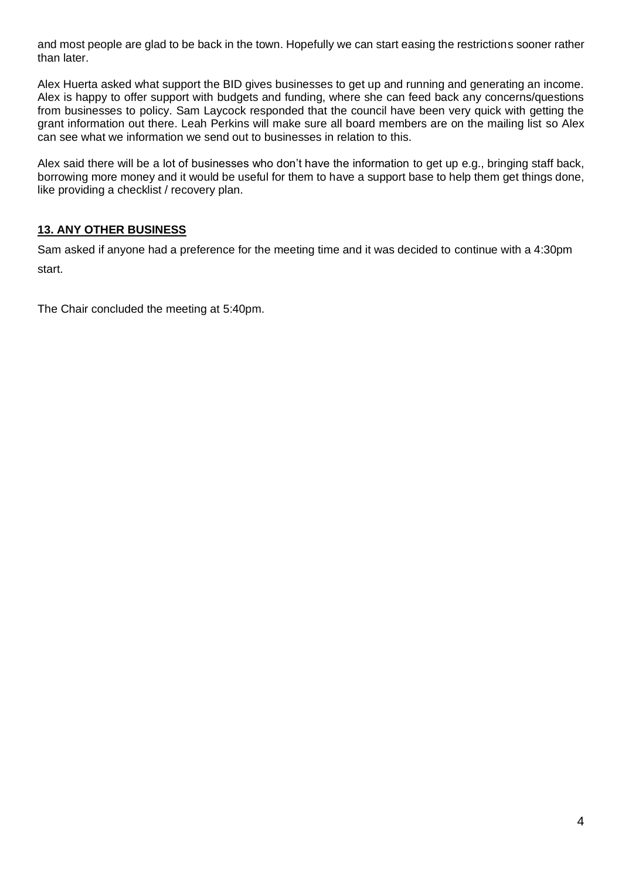and most people are glad to be back in the town. Hopefully we can start easing the restrictions sooner rather than later.

Alex Huerta asked what support the BID gives businesses to get up and running and generating an income. Alex is happy to offer support with budgets and funding, where she can feed back any concerns/questions from businesses to policy. Sam Laycock responded that the council have been very quick with getting the grant information out there. Leah Perkins will make sure all board members are on the mailing list so Alex can see what we information we send out to businesses in relation to this.

Alex said there will be a lot of businesses who don't have the information to get up e.g., bringing staff back, borrowing more money and it would be useful for them to have a support base to help them get things done, like providing a checklist / recovery plan.

## 13. ANY OTHER BUSINESS

Sam asked if anyone had a preference for the meeting time and it was decided to continue with a 4:30pm start.

The Chair concluded the meeting at 5:40pm.